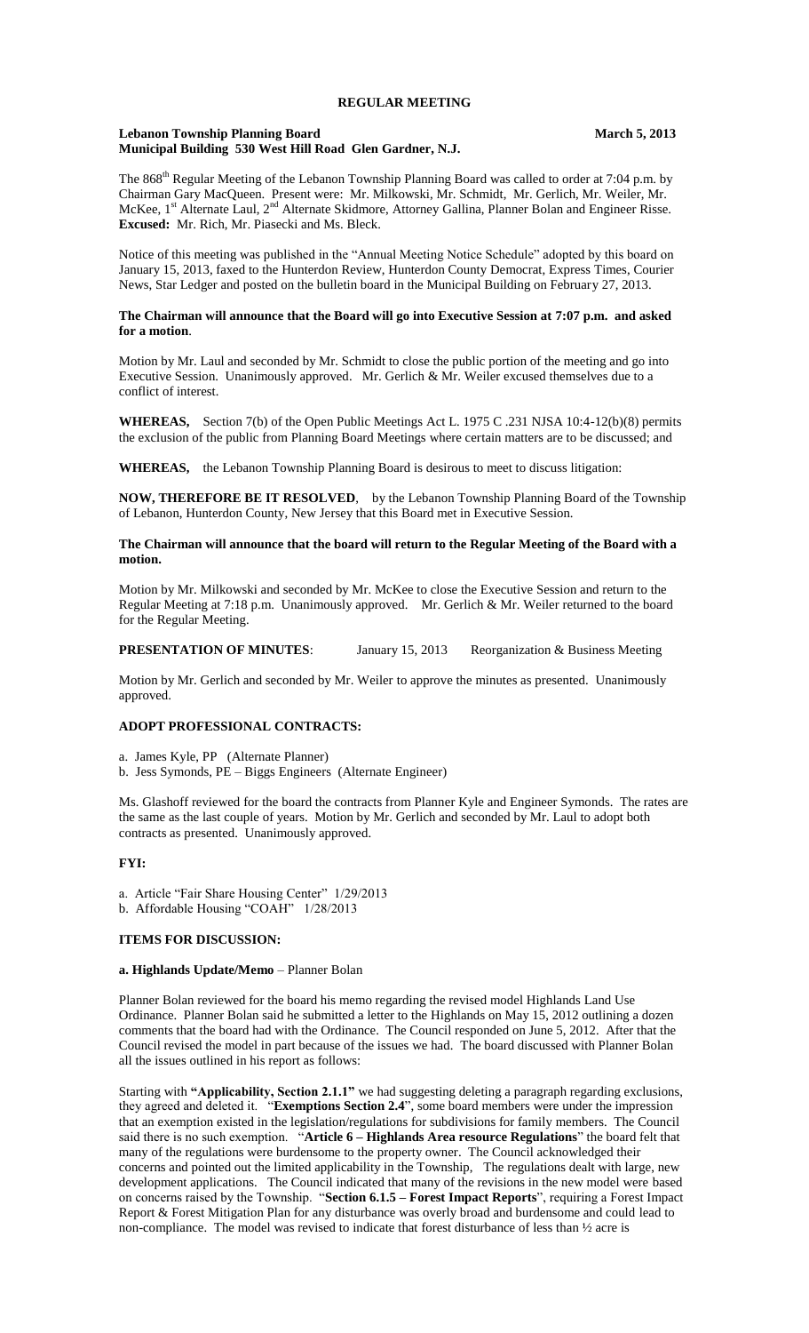# REGULAR MEETING

**Lebanon Township Planning Board** **March 5, 2013**
**Municipal Building 530 West Hill Road Glen Gardner, N.J.**

The 868th Regular Meeting of the Lebanon Township Planning Board was called to order at 7:04 p.m. by Chairman Gary MacQueen. Present were: Mr. Milkowski, Mr. Schmidt, Mr. Gerlich, Mr. Weiler, Mr. McKee, 1st Alternate Laul, 2nd Alternate Skidmore, Attorney Gallina, Planner Bolan and Engineer Risse. **Excused:** Mr. Rich, Mr. Piasecki and Ms. Bleck.

Notice of this meeting was published in the "Annual Meeting Notice Schedule" adopted by this board on January 15, 2013, faxed to the Hunterdon Review, Hunterdon County Democrat, Express Times, Courier News, Star Ledger and posted on the bulletin board in the Municipal Building on February 27, 2013.

**The Chairman will announce that the Board will go into Executive Session at 7:07 p.m. and asked for a motion**.

Motion by Mr. Laul and seconded by Mr. Schmidt to close the public portion of the meeting and go into Executive Session. Unanimously approved. Mr. Gerlich & Mr. Weiler excused themselves due to a conflict of interest.

**WHEREAS,** Section 7(b) of the Open Public Meetings Act L. 1975 C .231 NJSA 10:4-12(b)(8) permits the exclusion of the public from Planning Board Meetings where certain matters are to be discussed; and

**WHEREAS,** the Lebanon Township Planning Board is desirous to meet to discuss litigation:

**NOW, THEREFORE BE IT RESOLVED**, by the Lebanon Township Planning Board of the Township of Lebanon, Hunterdon County, New Jersey that this Board met in Executive Session.

**The Chairman will announce that the board will return to the Regular Meeting of the Board with a motion.**

Motion by Mr. Milkowski and seconded by Mr. McKee to close the Executive Session and return to the Regular Meeting at 7:18 p.m. Unanimously approved. Mr. Gerlich & Mr. Weiler returned to the board for the Regular Meeting.

**PRESENTATION OF MINUTES**: January 15, 2013 Reorganization & Business Meeting

Motion by Mr. Gerlich and seconded by Mr. Weiler to approve the minutes as presented. Unanimously approved.

## ADOPT PROFESSIONAL CONTRACTS:

a. James Kyle, PP (Alternate Planner)
b. Jess Symonds, PE – Biggs Engineers (Alternate Engineer)

Ms. Glashoff reviewed for the board the contracts from Planner Kyle and Engineer Symonds. The rates are the same as the last couple of years. Motion by Mr. Gerlich and seconded by Mr. Laul to adopt both contracts as presented. Unanimously approved.

## FYI:

a. Article "Fair Share Housing Center" 1/29/2013
b. Affordable Housing "COAH" 1/28/2013

## ITEMS FOR DISCUSSION:

**a. Highlands Update/Memo** – Planner Bolan

Planner Bolan reviewed for the board his memo regarding the revised model Highlands Land Use Ordinance. Planner Bolan said he submitted a letter to the Highlands on May 15, 2012 outlining a dozen comments that the board had with the Ordinance. The Council responded on June 5, 2012. After that the Council revised the model in part because of the issues we had. The board discussed with Planner Bolan all the issues outlined in his report as follows:

Starting with **"Applicability, Section 2.1.1"** we had suggesting deleting a paragraph regarding exclusions, they agreed and deleted it. "**Exemptions Section 2.4**", some board members were under the impression that an exemption existed in the legislation/regulations for subdivisions for family members. The Council said there is no such exemption. "**Article 6 – Highlands Area resource Regulations**" the board felt that many of the regulations were burdensome to the property owner. The Council acknowledged their concerns and pointed out the limited applicability in the Township, The regulations dealt with large, new development applications. The Council indicated that many of the revisions in the new model were based on concerns raised by the Township. "**Section 6.1.5 – Forest Impact Reports**", requiring a Forest Impact Report & Forest Mitigation Plan for any disturbance was overly broad and burdensome and could lead to non-compliance. The model was revised to indicate that forest disturbance of less than ½ acre is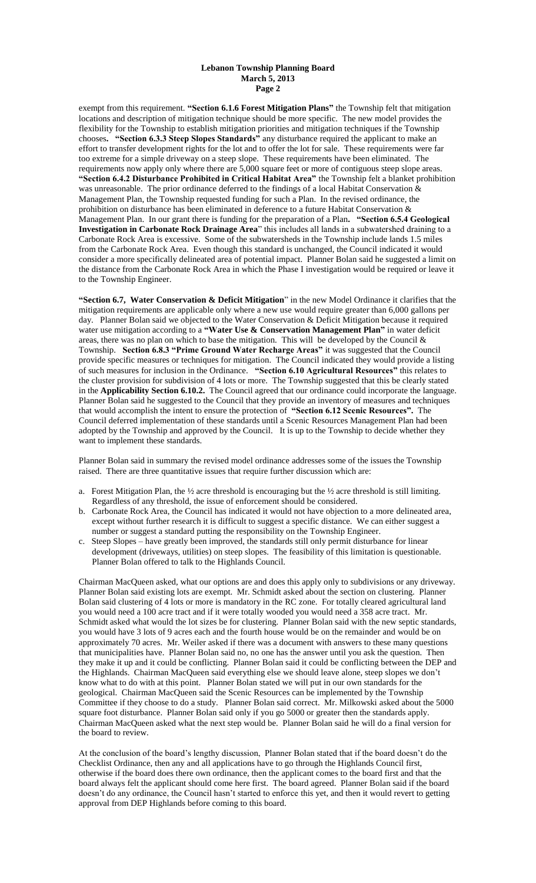exempt from this requirement. **"Section 6.1.6 Forest Mitigation Plans"** the Township felt that mitigation locations and description of mitigation technique should be more specific. The new model provides the flexibility for the Township to establish mitigation priorities and mitigation techniques if the Township chooses**. "Section 6.3.3 Steep Slopes Standards"** any disturbance required the applicant to make an effort to transfer development rights for the lot and to offer the lot for sale. These requirements were far too extreme for a simple driveway on a steep slope. These requirements have been eliminated. The requirements now apply only where there are 5,000 square feet or more of contiguous steep slope areas. **"Section 6.4.2 Disturbance Prohibited in Critical Habitat Area"** the Township felt a blanket prohibition was unreasonable. The prior ordinance deferred to the findings of a local Habitat Conservation & Management Plan, the Township requested funding for such a Plan. In the revised ordinance, the prohibition on disturbance has been eliminated in deference to a future Habitat Conservation & Management Plan. In our grant there is funding for the preparation of a Plan**. "Section 6.5.4 Geological Investigation in Carbonate Rock Drainage Area**" this includes all lands in a subwatershed draining to a Carbonate Rock Area is excessive. Some of the subwatersheds in the Township include lands 1.5 miles from the Carbonate Rock Area. Even though this standard is unchanged, the Council indicated it would consider a more specifically delineated area of potential impact. Planner Bolan said he suggested a limit on the distance from the Carbonate Rock Area in which the Phase I investigation would be required or leave it to the Township Engineer.

**"Section 6.7, Water Conservation & Deficit Mitigation**" in the new Model Ordinance it clarifies that the mitigation requirements are applicable only where a new use would require greater than 6,000 gallons per day. Planner Bolan said we objected to the Water Conservation & Deficit Mitigation because it required water use mitigation according to a **"Water Use & Conservation Management Plan"** in water deficit areas, there was no plan on which to base the mitigation. This will be developed by the Council & Township. **Section 6.8.3 "Prime Ground Water Recharge Areas"** it was suggested that the Council provide specific measures or techniques for mitigation. The Council indicated they would provide a listing of such measures for inclusion in the Ordinance. **"Section 6.10 Agricultural Resources"** this relates to the cluster provision for subdivision of 4 lots or more. The Township suggested that this be clearly stated in the **Applicability Section 6.10.2.** The Council agreed that our ordinance could incorporate the language. Planner Bolan said he suggested to the Council that they provide an inventory of measures and techniques that would accomplish the intent to ensure the protection of **"Section 6.12 Scenic Resources".** The Council deferred implementation of these standards until a Scenic Resources Management Plan had been adopted by the Township and approved by the Council. It is up to the Township to decide whether they want to implement these standards.

Planner Bolan said in summary the revised model ordinance addresses some of the issues the Township raised. There are three quantitative issues that require further discussion which are:

a. Forest Mitigation Plan, the ½ acre threshold is encouraging but the ½ acre threshold is still limiting. Regardless of any threshold, the issue of enforcement should be considered.
b. Carbonate Rock Area, the Council has indicated it would not have objection to a more delineated area, except without further research it is difficult to suggest a specific distance. We can either suggest a number or suggest a standard putting the responsibility on the Township Engineer.
c. Steep Slopes – have greatly been improved, the standards still only permit disturbance for linear development (driveways, utilities) on steep slopes. The feasibility of this limitation is questionable. Planner Bolan offered to talk to the Highlands Council.

Chairman MacQueen asked, what our options are and does this apply only to subdivisions or any driveway. Planner Bolan said existing lots are exempt. Mr. Schmidt asked about the section on clustering. Planner Bolan said clustering of 4 lots or more is mandatory in the RC zone. For totally cleared agricultural land you would need a 100 acre tract and if it were totally wooded you would need a 358 acre tract. Mr. Schmidt asked what would the lot sizes be for clustering. Planner Bolan said with the new septic standards, you would have 3 lots of 9 acres each and the fourth house would be on the remainder and would be on approximately 70 acres. Mr. Weiler asked if there was a document with answers to these many questions that municipalities have. Planner Bolan said no, no one has the answer until you ask the question. Then they make it up and it could be conflicting. Planner Bolan said it could be conflicting between the DEP and the Highlands. Chairman MacQueen said everything else we should leave alone, steep slopes we don't know what to do with at this point. Planner Bolan stated we will put in our own standards for the geological. Chairman MacQueen said the Scenic Resources can be implemented by the Township Committee if they choose to do a study. Planner Bolan said correct. Mr. Milkowski asked about the 5000 square foot disturbance. Planner Bolan said only if you go 5000 or greater then the standards apply. Chairman MacQueen asked what the next step would be. Planner Bolan said he will do a final version for the board to review.

At the conclusion of the board's lengthy discussion, Planner Bolan stated that if the board doesn't do the Checklist Ordinance, then any and all applications have to go through the Highlands Council first, otherwise if the board does there own ordinance, then the applicant comes to the board first and that the board always felt the applicant should come here first. The board agreed. Planner Bolan said if the board doesn't do any ordinance, the Council hasn't started to enforce this yet, and then it would revert to getting approval from DEP Highlands before coming to this board.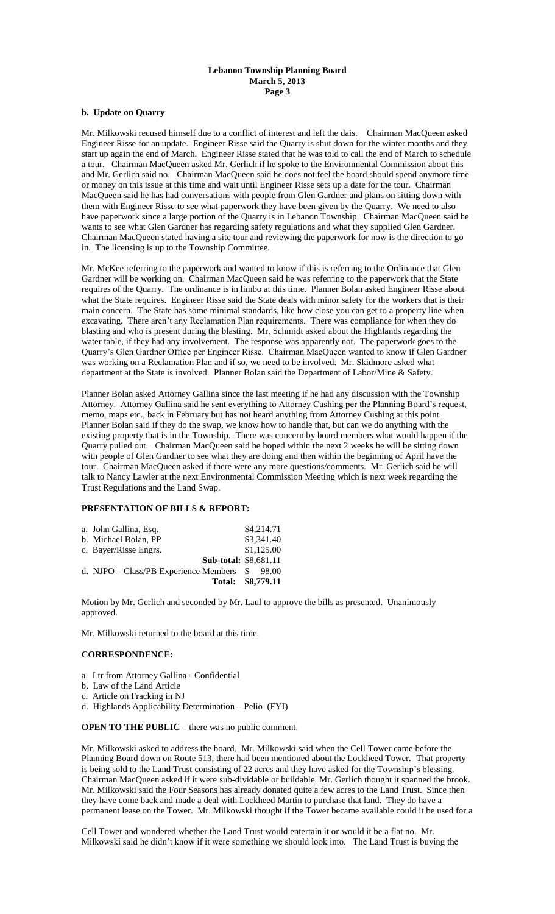**b. Update on Quarry**

Mr. Milkowski recused himself due to a conflict of interest and left the dais. Chairman MacQueen asked Engineer Risse for an update. Engineer Risse said the Quarry is shut down for the winter months and they start up again the end of March. Engineer Risse stated that he was told to call the end of March to schedule a tour. Chairman MacQueen asked Mr. Gerlich if he spoke to the Environmental Commission about this and Mr. Gerlich said no. Chairman MacQueen said he does not feel the board should spend anymore time or money on this issue at this time and wait until Engineer Risse sets up a date for the tour. Chairman MacQueen said he has had conversations with people from Glen Gardner and plans on sitting down with them with Engineer Risse to see what paperwork they have been given by the Quarry. We need to also have paperwork since a large portion of the Quarry is in Lebanon Township. Chairman MacQueen said he wants to see what Glen Gardner has regarding safety regulations and what they supplied Glen Gardner. Chairman MacQueen stated having a site tour and reviewing the paperwork for now is the direction to go in. The licensing is up to the Township Committee.

Mr. McKee referring to the paperwork and wanted to know if this is referring to the Ordinance that Glen Gardner will be working on. Chairman MacQueen said he was referring to the paperwork that the State requires of the Quarry. The ordinance is in limbo at this time. Planner Bolan asked Engineer Risse about what the State requires. Engineer Risse said the State deals with minor safety for the workers that is their main concern. The State has some minimal standards, like how close you can get to a property line when excavating. There aren't any Reclamation Plan requirements. There was compliance for when they do blasting and who is present during the blasting. Mr. Schmidt asked about the Highlands regarding the water table, if they had any involvement. The response was apparently not. The paperwork goes to the Quarry's Glen Gardner Office per Engineer Risse. Chairman MacQueen wanted to know if Glen Gardner was working on a Reclamation Plan and if so, we need to be involved. Mr. Skidmore asked what department at the State is involved. Planner Bolan said the Department of Labor/Mine & Safety.

Planner Bolan asked Attorney Gallina since the last meeting if he had any discussion with the Township Attorney. Attorney Gallina said he sent everything to Attorney Cushing per the Planning Board's request, memo, maps etc., back in February but has not heard anything from Attorney Cushing at this point. Planner Bolan said if they do the swap, we know how to handle that, but can we do anything with the existing property that is in the Township. There was concern by board members what would happen if the Quarry pulled out. Chairman MacQueen said he hoped within the next 2 weeks he will be sitting down with people of Glen Gardner to see what they are doing and then within the beginning of April have the tour. Chairman MacQueen asked if there were any more questions/comments. Mr. Gerlich said he will talk to Nancy Lawler at the next Environmental Commission Meeting which is next week regarding the Trust Regulations and the Land Swap.

**PRESENTATION OF BILLS & REPORT:**

| | |
|---|---|
| a. John Gallina, Esq. | $4,214.71 |
| b. Michael Bolan, PP | $3,341.40 |
| c. Bayer/Risse Engrs. | $1,125.00 |
| **Sub-total:** | $8,681.11 |
| d. NJPO – Class/PB Experience Members | $ 98.00 |
| **Total:** | **$8,779.11** |

Motion by Mr. Gerlich and seconded by Mr. Laul to approve the bills as presented. Unanimously approved.

Mr. Milkowski returned to the board at this time.

**CORRESPONDENCE:**

a. Ltr from Attorney Gallina - Confidential
b. Law of the Land Article
c. Article on Fracking in NJ
d. Highlands Applicability Determination – Pelio (FYI)

**OPEN TO THE PUBLIC –** there was no public comment.

Mr. Milkowski asked to address the board. Mr. Milkowski said when the Cell Tower came before the Planning Board down on Route 513, there had been mentioned about the Lockheed Tower. That property is being sold to the Land Trust consisting of 22 acres and they have asked for the Township's blessing. Chairman MacQueen asked if it were sub-dividable or buildable. Mr. Gerlich thought it spanned the brook. Mr. Milkowski said the Four Seasons has already donated quite a few acres to the Land Trust. Since then they have come back and made a deal with Lockheed Martin to purchase that land. They do have a permanent lease on the Tower. Mr. Milkowski thought if the Tower became available could it be used for a Cell Tower and wondered whether the Land Trust would entertain it or would it be a flat no. Mr. Milkowski said he didn't know if it were something we should look into. The Land Trust is buying the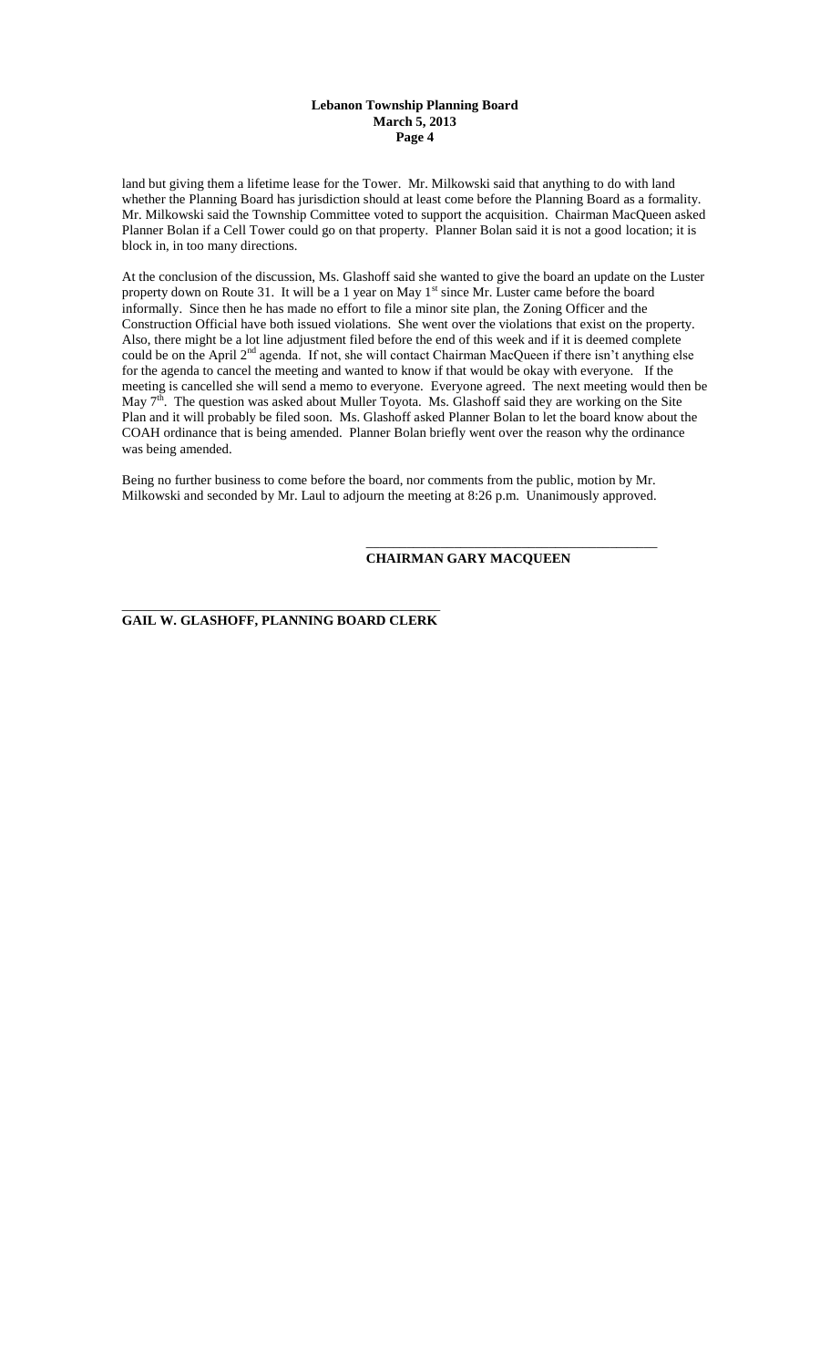land but giving them a lifetime lease for the Tower. Mr. Milkowski said that anything to do with land whether the Planning Board has jurisdiction should at least come before the Planning Board as a formality. Mr. Milkowski said the Township Committee voted to support the acquisition. Chairman MacQueen asked Planner Bolan if a Cell Tower could go on that property. Planner Bolan said it is not a good location; it is block in, in too many directions.

At the conclusion of the discussion, Ms. Glashoff said she wanted to give the board an update on the Luster property down on Route 31. It will be a 1 year on May 1st since Mr. Luster came before the board informally. Since then he has made no effort to file a minor site plan, the Zoning Officer and the Construction Official have both issued violations. She went over the violations that exist on the property. Also, there might be a lot line adjustment filed before the end of this week and if it is deemed complete could be on the April 2nd agenda. If not, she will contact Chairman MacQueen if there isn't anything else for the agenda to cancel the meeting and wanted to know if that would be okay with everyone. If the meeting is cancelled she will send a memo to everyone. Everyone agreed. The next meeting would then be May 7th. The question was asked about Muller Toyota. Ms. Glashoff said they are working on the Site Plan and it will probably be filed soon. Ms. Glashoff asked Planner Bolan to let the board know about the COAH ordinance that is being amended. Planner Bolan briefly went over the reason why the ordinance was being amended.

Being no further business to come before the board, nor comments from the public, motion by Mr. Milkowski and seconded by Mr. Laul to adjourn the meeting at 8:26 p.m. Unanimously approved.

\_\_\_\_\_\_\_\_\_\_\_\_\_\_\_\_\_\_\_\_\_\_\_\_\_\_\_\_\_\_\_\_\_\_\_\_\_\_\_\_

**CHAIRMAN GARY MACQUEEN**

\_\_\_\_\_\_\_\_\_\_\_\_\_\_\_\_\_\_\_\_\_\_\_\_\_\_\_\_\_\_\_\_\_\_\_\_\_\_\_\_

**GAIL W. GLASHOFF, PLANNING BOARD CLERK**